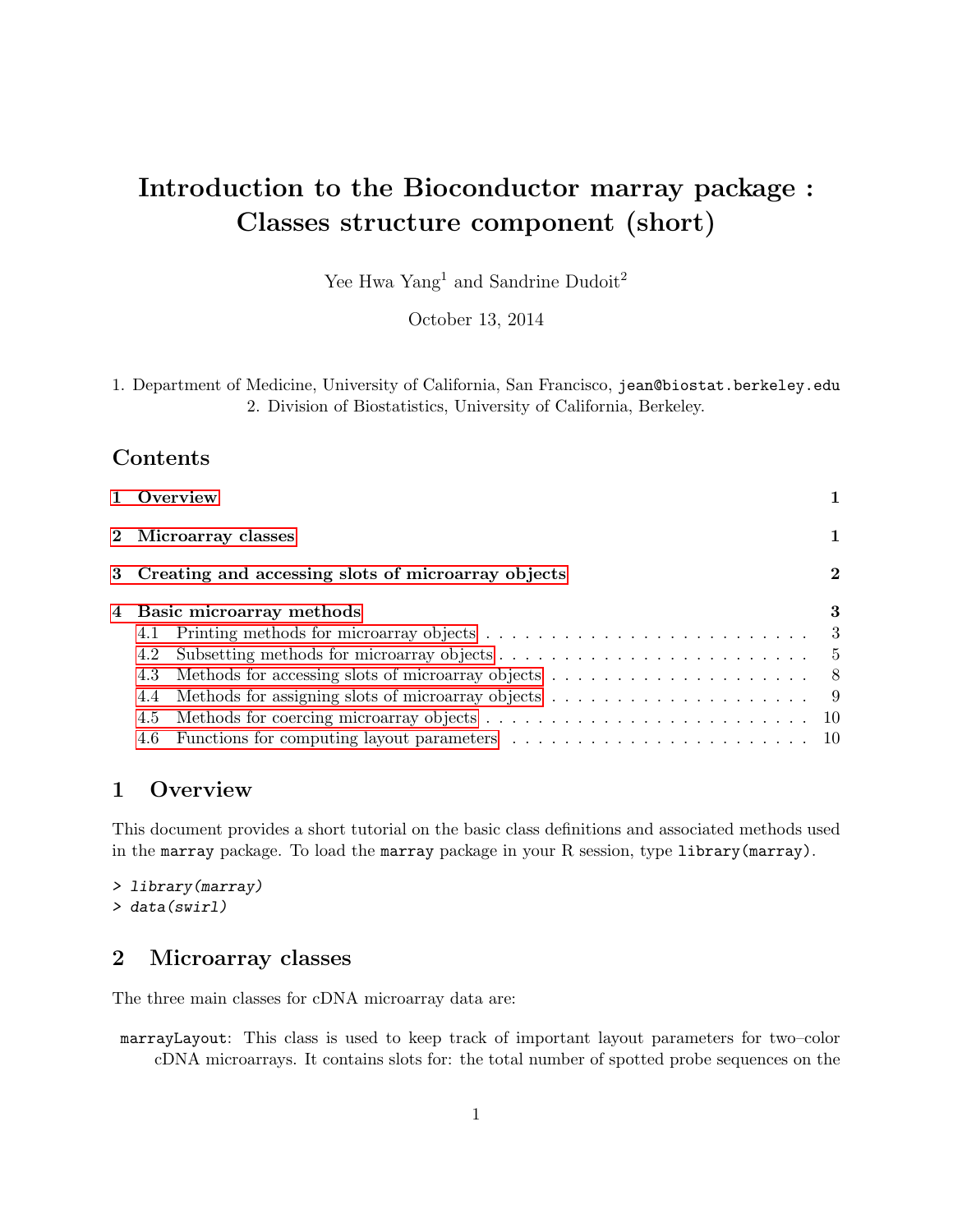# Introduction to the Bioconductor marray package : Classes structure component (short)

Yee Hwa Yang[1] and Sandrine Dudoit[2]

October 13, 2014

1. Department of Medicine, University of California, San Francisco, jean@biostat.berkeley.edu
2. Division of Biostatistics, University of California, Berkeley.

## Contents

- 1 Overview ... 1
- 2 Microarray classes ... 1
- 3 Creating and accessing slots of microarray objects ... 2
- 4 Basic microarray methods ... 3
  - 4.1 Printing methods for microarray objects ... 3
  - 4.2 Subsetting methods for microarray objects ... 5
  - 4.3 Methods for accessing slots of microarray objects ... 8
  - 4.4 Methods for assigning slots of microarray objects ... 9
  - 4.5 Methods for coercing microarray objects ... 10
  - 4.6 Functions for computing layout parameters ... 10

## 1 Overview

This document provides a short tutorial on the basic class definitions and associated methods used in the `marray` package. To load the `marray` package in your R session, type `library(marray)`.

```
> library(marray)
> data(swirl)
```

## 2 Microarray classes

The three main classes for cDNA microarray data are:

`marrayLayout`: This class is used to keep track of important layout parameters for two–color cDNA microarrays. It contains slots for: the total number of spotted probe sequences on the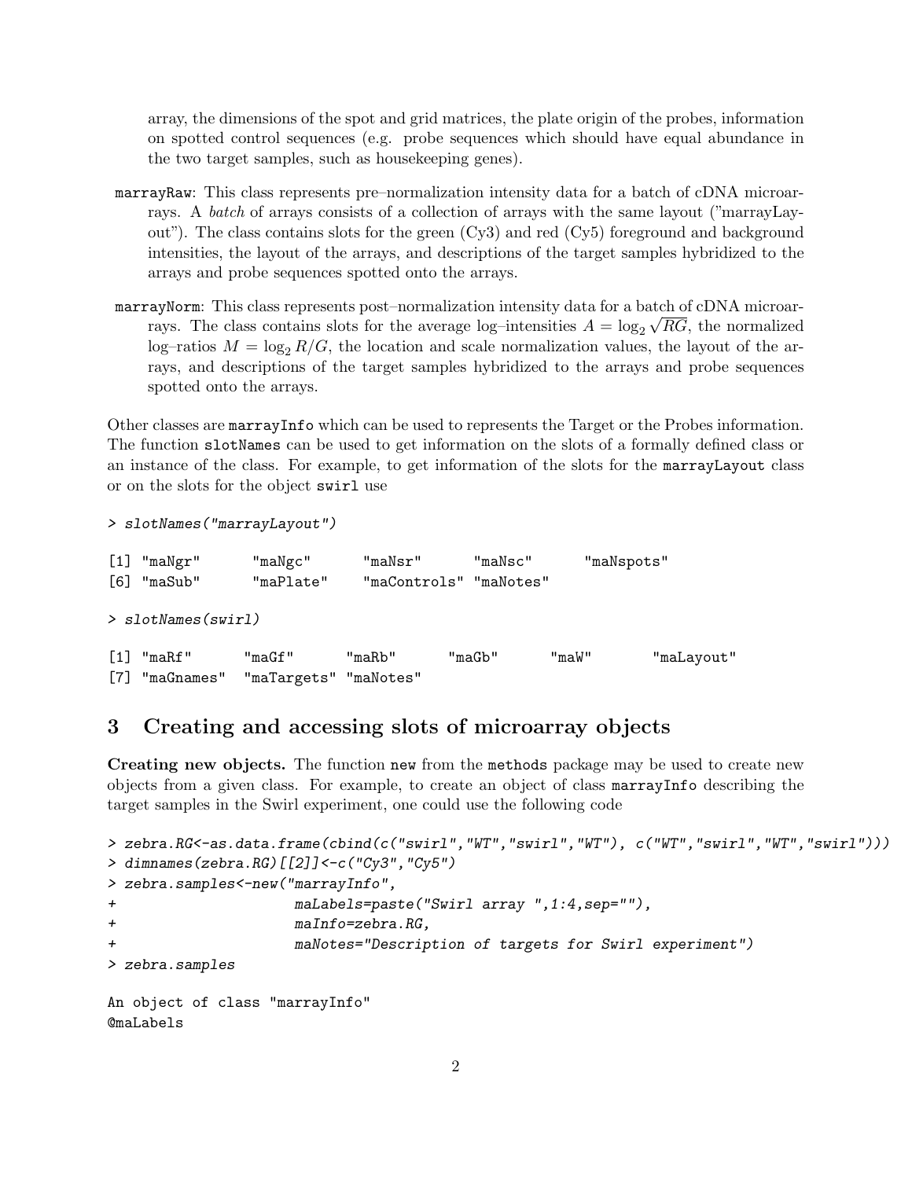array, the dimensions of the spot and grid matrices, the plate origin of the probes, information on spotted control sequences (e.g. probe sequences which should have equal abundance in the two target samples, such as housekeeping genes).

`marrayRaw`: This class represents pre–normalization intensity data for a batch of cDNA microarrays. A *batch* of arrays consists of a collection of arrays with the same layout ("marrayLayout"). The class contains slots for the green (Cy3) and red (Cy5) foreground and background intensities, the layout of the arrays, and descriptions of the target samples hybridized to the arrays and probe sequences spotted onto the arrays.

`marrayNorm`: This class represents post–normalization intensity data for a batch of cDNA microarrays. The class contains slots for the average log–intensities $A = \log_2 \sqrt{RG}$, the normalized log–ratios $M = \log_2 R/G$, the location and scale normalization values, the layout of the arrays, and descriptions of the target samples hybridized to the arrays and probe sequences spotted onto the arrays.

Other classes are `marrayInfo` which can be used to represents the Target or the Probes information. The function `slotNames` can be used to get information on the slots of a formally defined class or an instance of the class. For example, to get information of the slots for the `marrayLayout` class or on the slots for the object `swirl` use

```
> slotNames("marrayLayout")

[1] "maNgr"      "maNgc"      "maNsr"      "maNsc"      "maNspots"
[6] "maSub"      "maPlate"    "maControls" "maNotes"

> slotNames(swirl)

[1] "maRf"      "maGf"      "maRb"      "maGb"      "maW"       "maLayout"
[7] "maGnames"  "maTargets" "maNotes"
```

## 3 Creating and accessing slots of microarray objects

**Creating new objects.** The function `new` from the `methods` package may be used to create new objects from a given class. For example, to create an object of class `marrayInfo` describing the target samples in the Swirl experiment, one could use the following code

```
> zebra.RG<-as.data.frame(cbind(c("swirl","WT","swirl","WT"), c("WT","swirl","WT","swirl")))
> dimnames(zebra.RG)[[2]]<-c("Cy3","Cy5")
> zebra.samples<-new("marrayInfo",
+                    maLabels=paste("Swirl array ",1:4,sep=""),
+                    maInfo=zebra.RG,
+                    maNotes="Description of targets for Swirl experiment")
> zebra.samples

An object of class "marrayInfo"
@maLabels
```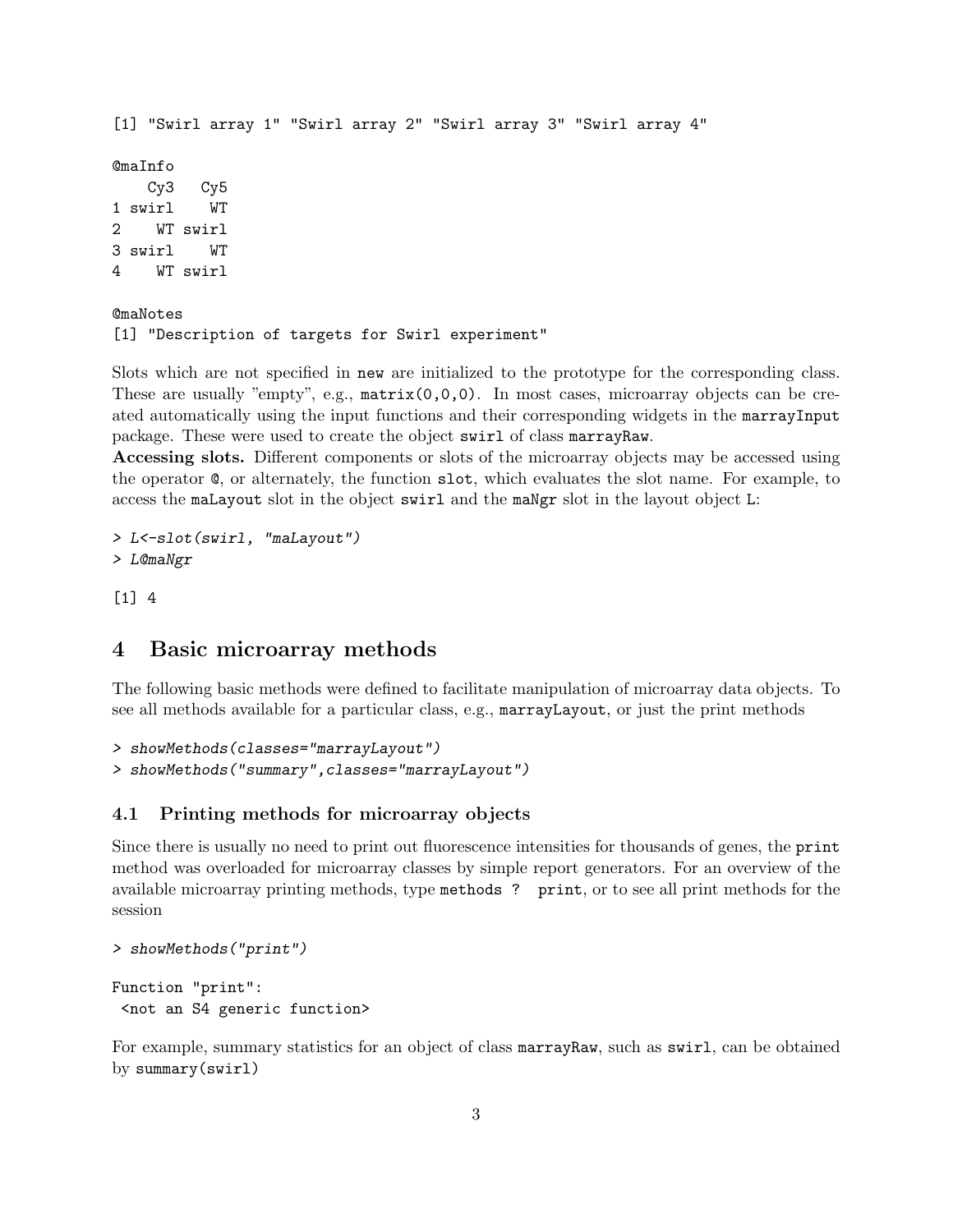```
[1] "Swirl array 1" "Swirl array 2" "Swirl array 3" "Swirl array 4"

@maInfo
    Cy3   Cy5
1 swirl    WT
2    WT swirl
3 swirl    WT
4    WT swirl

@maNotes
[1] "Description of targets for Swirl experiment"
```

Slots which are not specified in `new` are initialized to the prototype for the corresponding class. These are usually "empty", e.g., `matrix(0,0,0)`. In most cases, microarray objects can be created automatically using the input functions and their corresponding widgets in the `marrayInput` package. These were used to create the object `swirl` of class `marrayRaw`.

**Accessing slots.** Different components or slots of the microarray objects may be accessed using the operator `@`, or alternately, the function `slot`, which evaluates the slot name. For example, to access the `maLayout` slot in the object `swirl` and the `maNgr` slot in the layout object `L`:

```
> L<-slot(swirl, "maLayout")
> L@maNgr

[1] 4
```

# 4 Basic microarray methods

The following basic methods were defined to facilitate manipulation of microarray data objects. To see all methods available for a particular class, e.g., `marrayLayout`, or just the print methods

```
> showMethods(classes="marrayLayout")
> showMethods("summary",classes="marrayLayout")
```

## 4.1 Printing methods for microarray objects

Since there is usually no need to print out fluorescence intensities for thousands of genes, the `print` method was overloaded for microarray classes by simple report generators. For an overview of the available microarray printing methods, type `methods ? print`, or to see all print methods for the session

```
> showMethods("print")

Function "print":
 <not an S4 generic function>
```

For example, summary statistics for an object of class `marrayRaw`, such as `swirl`, can be obtained by `summary(swirl)`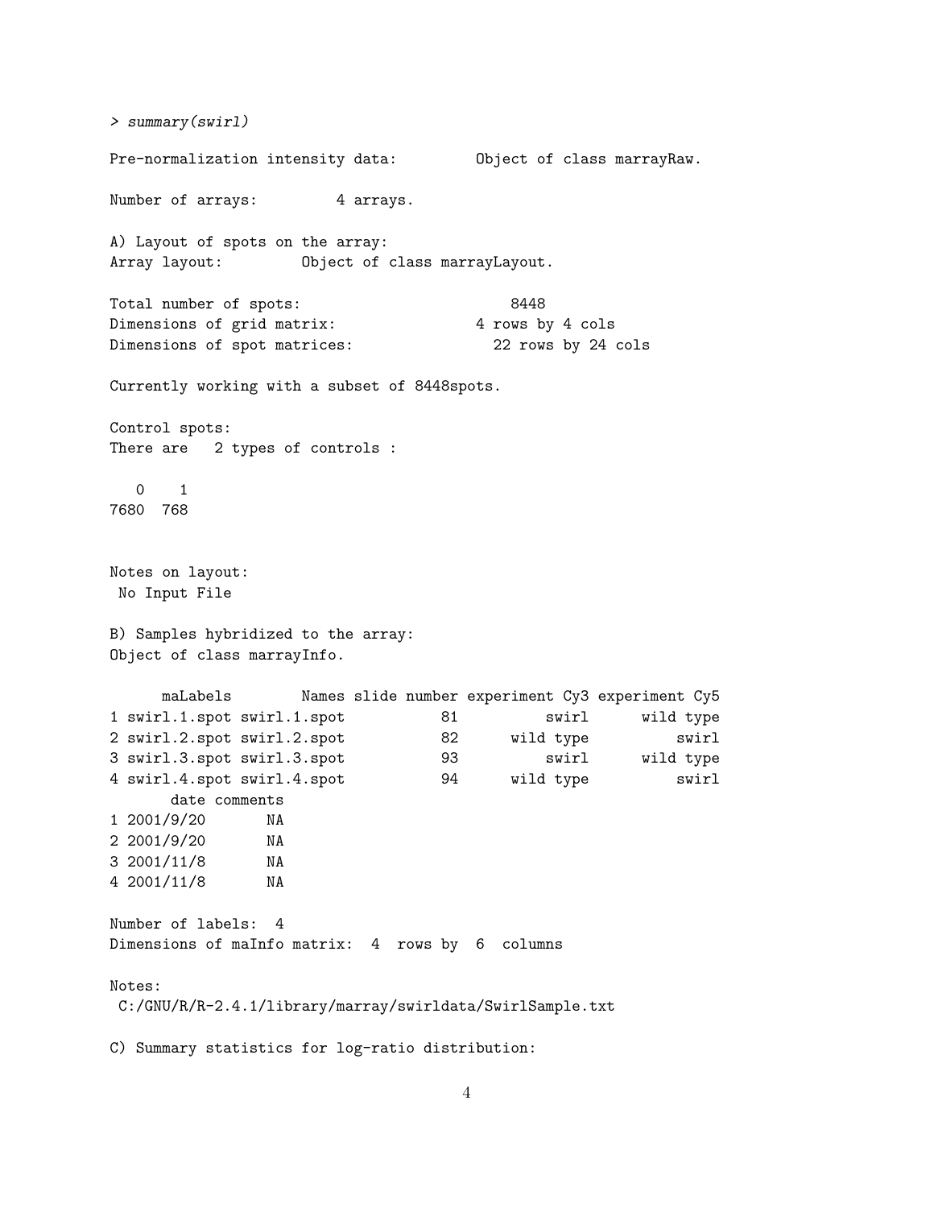```
> summary(swirl)

Pre-normalization intensity data:         Object of class marrayRaw.

Number of arrays:         4 arrays.

A) Layout of spots on the array:
Array layout:         Object of class marrayLayout.

Total number of spots:                        8448
Dimensions of grid matrix:                4 rows by 4 cols
Dimensions of spot matrices:               22 rows by 24 cols

Currently working with a subset of 8448spots.

Control spots:
There are   2 types of controls :

   0    1
7680  768


Notes on layout:
 No Input File

B) Samples hybridized to the array:
Object of class marrayInfo.

      maLabels        Names slide number experiment Cy3 experiment Cy5
1 swirl.1.spot swirl.1.spot           81          swirl      wild type
2 swirl.2.spot swirl.2.spot           82      wild type          swirl
3 swirl.3.spot swirl.3.spot           93          swirl      wild type
4 swirl.4.spot swirl.4.spot           94      wild type          swirl
       date comments
1 2001/9/20       NA
2 2001/9/20       NA
3 2001/11/8       NA
4 2001/11/8       NA

Number of labels:  4
Dimensions of maInfo matrix:  4  rows by  6  columns

Notes:
 C:/GNU/R/R-2.4.1/library/marray/swirldata/SwirlSample.txt

C) Summary statistics for log-ratio distribution:
```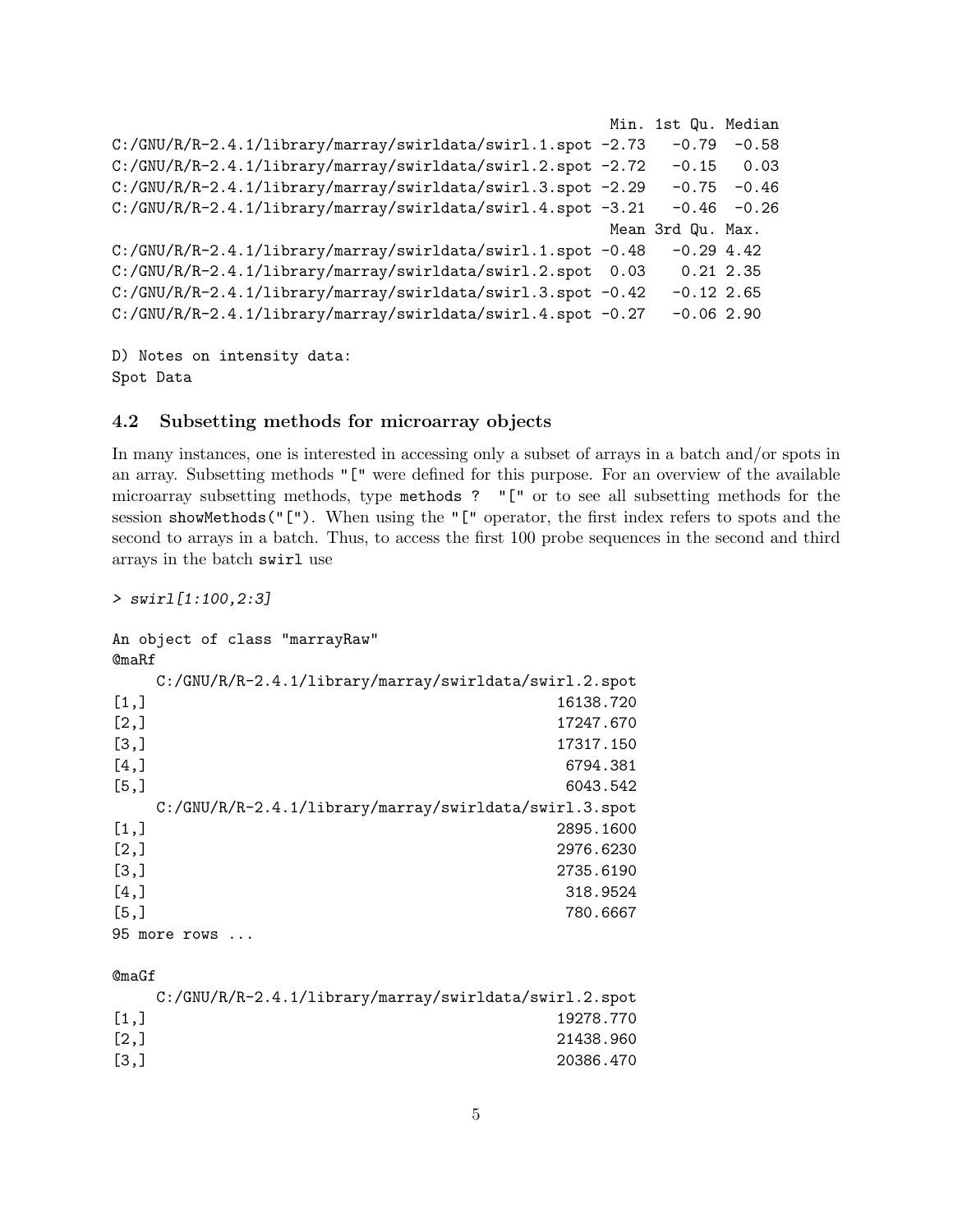```
                                                            Min. 1st Qu. Median
C:/GNU/R/R-2.4.1/library/marray/swirldata/swirl.1.spot -2.73   -0.79  -0.58
C:/GNU/R/R-2.4.1/library/marray/swirldata/swirl.2.spot -2.72   -0.15   0.03
C:/GNU/R/R-2.4.1/library/marray/swirldata/swirl.3.spot -2.29   -0.75  -0.46
C:/GNU/R/R-2.4.1/library/marray/swirldata/swirl.4.spot -3.21   -0.46  -0.26
                                                        Mean 3rd Qu. Max.
C:/GNU/R/R-2.4.1/library/marray/swirldata/swirl.1.spot -0.48   -0.29 4.42
C:/GNU/R/R-2.4.1/library/marray/swirldata/swirl.2.spot  0.03    0.21 2.35
C:/GNU/R/R-2.4.1/library/marray/swirldata/swirl.3.spot -0.42   -0.12 2.65
C:/GNU/R/R-2.4.1/library/marray/swirldata/swirl.4.spot -0.27   -0.06 2.90

D) Notes on intensity data:
Spot Data
```

### 4.2 Subsetting methods for microarray objects

In many instances, one is interested in accessing only a subset of arrays in a batch and/or spots in an array. Subsetting methods "[" were defined for this purpose. For an overview of the available microarray subsetting methods, type `methods ? "["` or to see all subsetting methods for the session `showMethods("[")`. When using the "[" operator, the first index refers to spots and the second to arrays in a batch. Thus, to access the first 100 probe sequences in the second and third arrays in the batch `swirl` use

```
> swirl[1:100,2:3]

An object of class "marrayRaw"
@maRf
     C:/GNU/R/R-2.4.1/library/marray/swirldata/swirl.2.spot
[1,]                                              16138.720
[2,]                                              17247.670
[3,]                                              17317.150
[4,]                                               6794.381
[5,]                                               6043.542
     C:/GNU/R/R-2.4.1/library/marray/swirldata/swirl.3.spot
[1,]                                              2895.1600
[2,]                                              2976.6230
[3,]                                              2735.6190
[4,]                                               318.9524
[5,]                                               780.6667
95 more rows ...

@maGf
     C:/GNU/R/R-2.4.1/library/marray/swirldata/swirl.2.spot
[1,]                                              19278.770
[2,]                                              21438.960
[3,]                                              20386.470
```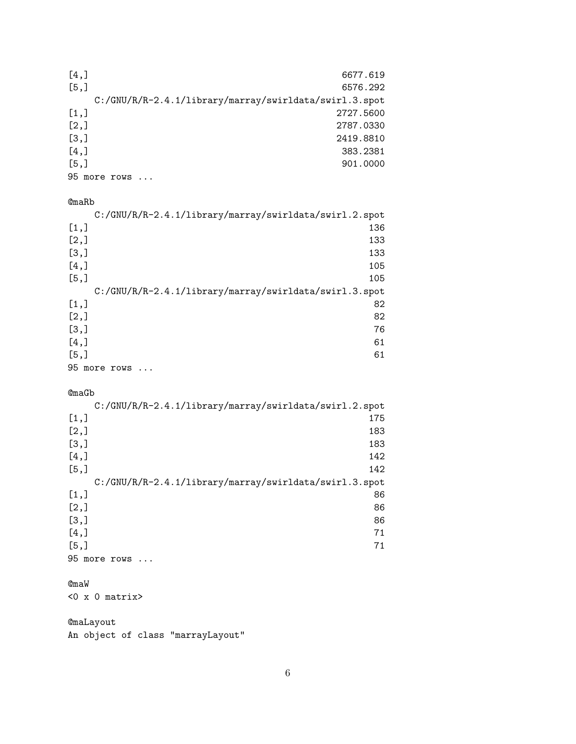```
[4,]                                                  6677.619
[5,]                                                  6576.292
     C:/GNU/R/R-2.4.1/library/marray/swirldata/swirl.3.spot
[1,]                                                 2727.5600
[2,]                                                 2787.0330
[3,]                                                 2419.8810
[4,]                                                  383.2381
[5,]                                                  901.0000
95 more rows ...

@maRb
     C:/GNU/R/R-2.4.1/library/marray/swirldata/swirl.2.spot
[1,]                                                       136
[2,]                                                       133
[3,]                                                       133
[4,]                                                       105
[5,]                                                       105
     C:/GNU/R/R-2.4.1/library/marray/swirldata/swirl.3.spot
[1,]                                                        82
[2,]                                                        82
[3,]                                                        76
[4,]                                                        61
[5,]                                                        61
95 more rows ...

@maGb
     C:/GNU/R/R-2.4.1/library/marray/swirldata/swirl.2.spot
[1,]                                                       175
[2,]                                                       183
[3,]                                                       183
[4,]                                                       142
[5,]                                                       142
     C:/GNU/R/R-2.4.1/library/marray/swirldata/swirl.3.spot
[1,]                                                        86
[2,]                                                        86
[3,]                                                        86
[4,]                                                        71
[5,]                                                        71
95 more rows ...

@maW
<0 x 0 matrix>

@maLayout
An object of class "marrayLayout"
```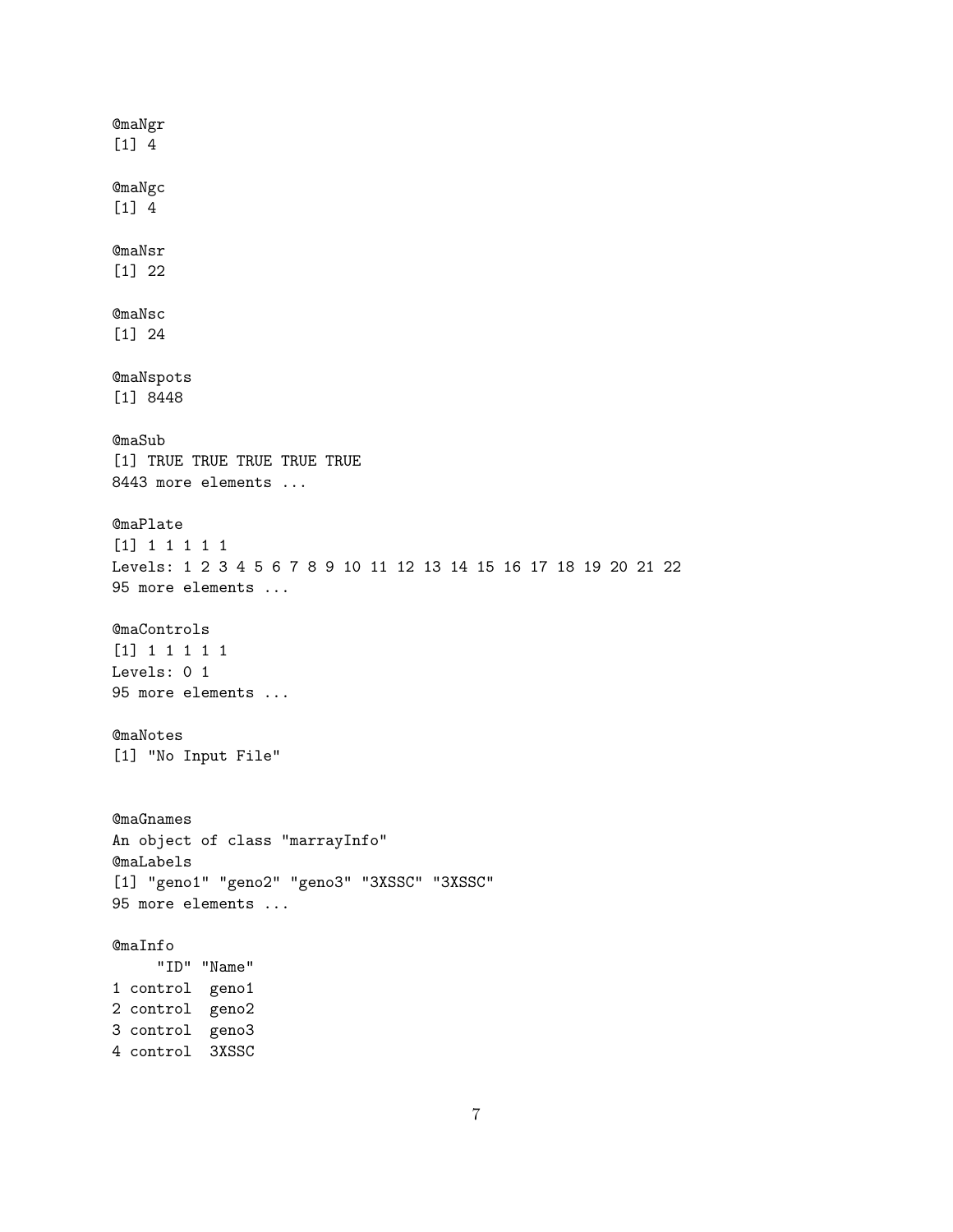```
@maNgr
[1] 4

@maNgc
[1] 4

@maNsr
[1] 22

@maNsc
[1] 24

@maNspots
[1] 8448

@maSub
[1] TRUE TRUE TRUE TRUE TRUE
8443 more elements ...

@maPlate
[1] 1 1 1 1 1
Levels: 1 2 3 4 5 6 7 8 9 10 11 12 13 14 15 16 17 18 19 20 21 22
95 more elements ...

@maControls
[1] 1 1 1 1 1
Levels: 0 1
95 more elements ...

@maNotes
[1] "No Input File"


@maGnames
An object of class "marrayInfo"
@maLabels
[1] "geno1" "geno2" "geno3" "3XSSC" "3XSSC"
95 more elements ...

@maInfo
     "ID" "Name"
1 control  geno1
2 control  geno2
3 control  geno3
4 control  3XSSC
```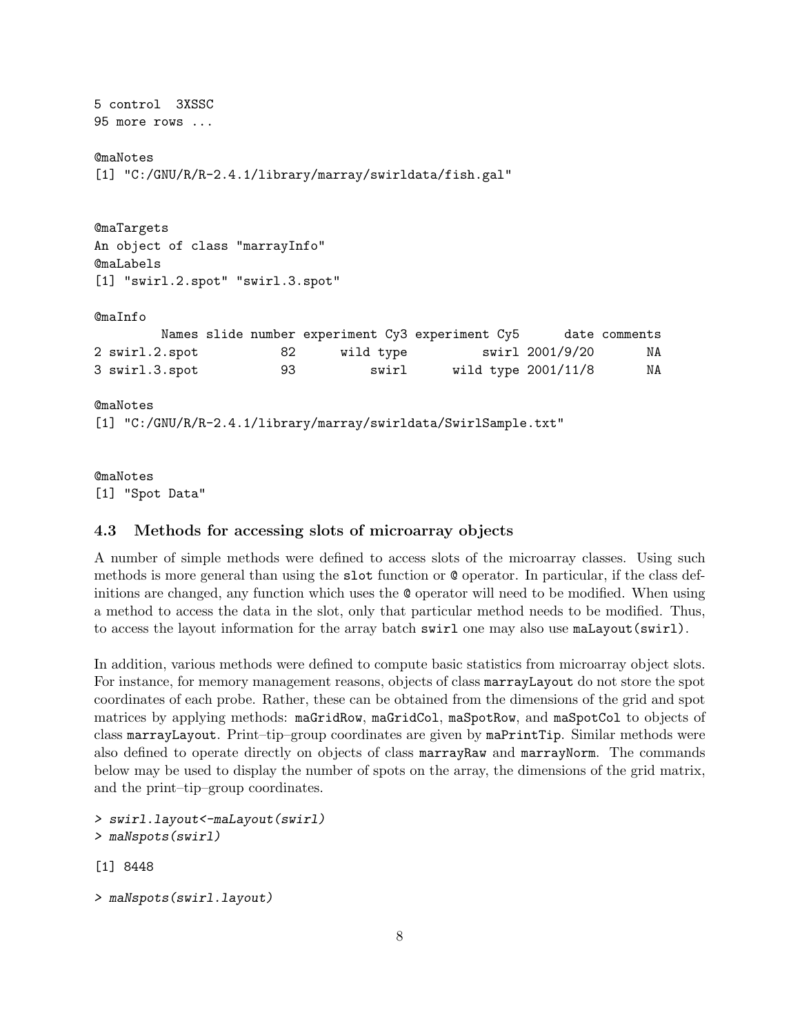```
5 control  3XSSC
95 more rows ...

@maNotes
[1] "C:/GNU/R/R-2.4.1/library/marray/swirldata/fish.gal"


@maTargets
An object of class "marrayInfo"
@maLabels
[1] "swirl.2.spot" "swirl.3.spot"

@maInfo
         Names slide number experiment Cy3 experiment Cy5      date comments
2 swirl.2.spot           82      wild type          swirl 2001/9/20       NA
3 swirl.3.spot           93          swirl      wild type 2001/11/8       NA

@maNotes
[1] "C:/GNU/R/R-2.4.1/library/marray/swirldata/SwirlSample.txt"


@maNotes
[1] "Spot Data"
```

### 4.3 Methods for accessing slots of microarray objects

A number of simple methods were defined to access slots of the microarray classes. Using such methods is more general than using the `slot` function or `@` operator. In particular, if the class definitions are changed, any function which uses the `@` operator will need to be modified. When using a method to access the data in the slot, only that particular method needs to be modified. Thus, to access the layout information for the array batch `swirl` one may also use `maLayout(swirl)`.

In addition, various methods were defined to compute basic statistics from microarray object slots. For instance, for memory management reasons, objects of class `marrayLayout` do not store the spot coordinates of each probe. Rather, these can be obtained from the dimensions of the grid and spot matrices by applying methods: `maGridRow`, `maGridCol`, `maSpotRow`, and `maSpotCol` to objects of class `marrayLayout`. Print–tip–group coordinates are given by `maPrintTip`. Similar methods were also defined to operate directly on objects of class `marrayRaw` and `marrayNorm`. The commands below may be used to display the number of spots on the array, the dimensions of the grid matrix, and the print–tip–group coordinates.

```
> swirl.layout<-maLayout(swirl)
> maNspots(swirl)

[1] 8448

> maNspots(swirl.layout)
```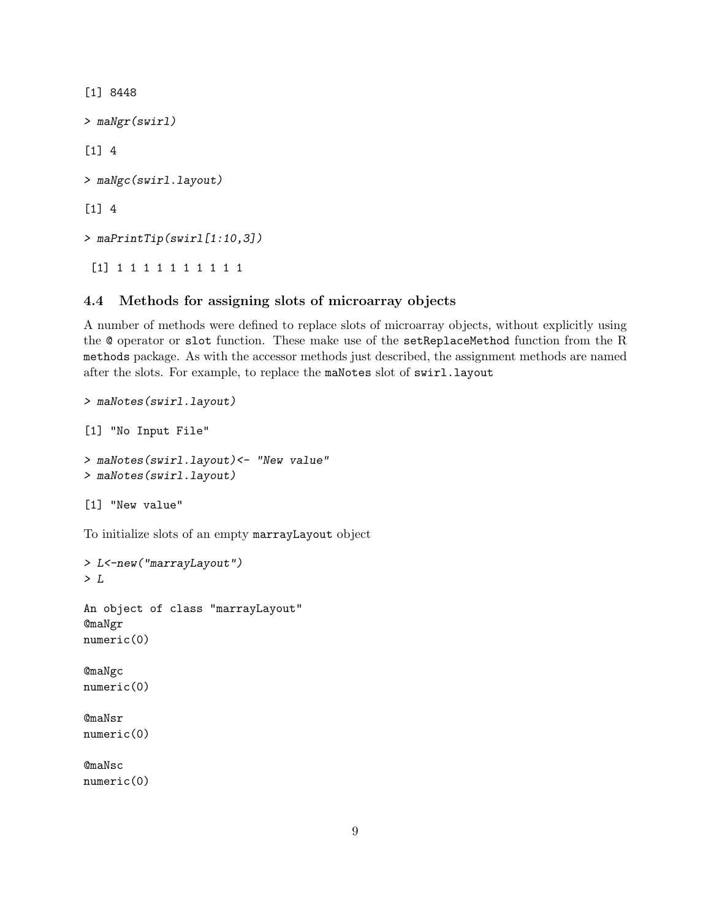```
[1] 8448
```

```
> maNgr(swirl)
```

```
[1] 4
```

```
> maNgc(swirl.layout)
```

```
[1] 4
```

```
> maPrintTip(swirl[1:10,3])
```

```
 [1] 1 1 1 1 1 1 1 1 1 1
```

### 4.4 Methods for assigning slots of microarray objects

A number of methods were defined to replace slots of microarray objects, without explicitly using the `@` operator or `slot` function. These make use of the `setReplaceMethod` function from the R `methods` package. As with the accessor methods just described, the assignment methods are named after the slots. For example, to replace the `maNotes` slot of `swirl.layout`

```
> maNotes(swirl.layout)
```

```
[1] "No Input File"
```

```
> maNotes(swirl.layout)<- "New value"
> maNotes(swirl.layout)
```

```
[1] "New value"
```

To initialize slots of an empty `marrayLayout` object

```
> L<-new("marrayLayout")
> L
```

```
An object of class "marrayLayout"
@maNgr
numeric(0)

@maNgc
numeric(0)

@maNsr
numeric(0)

@maNsc
numeric(0)
```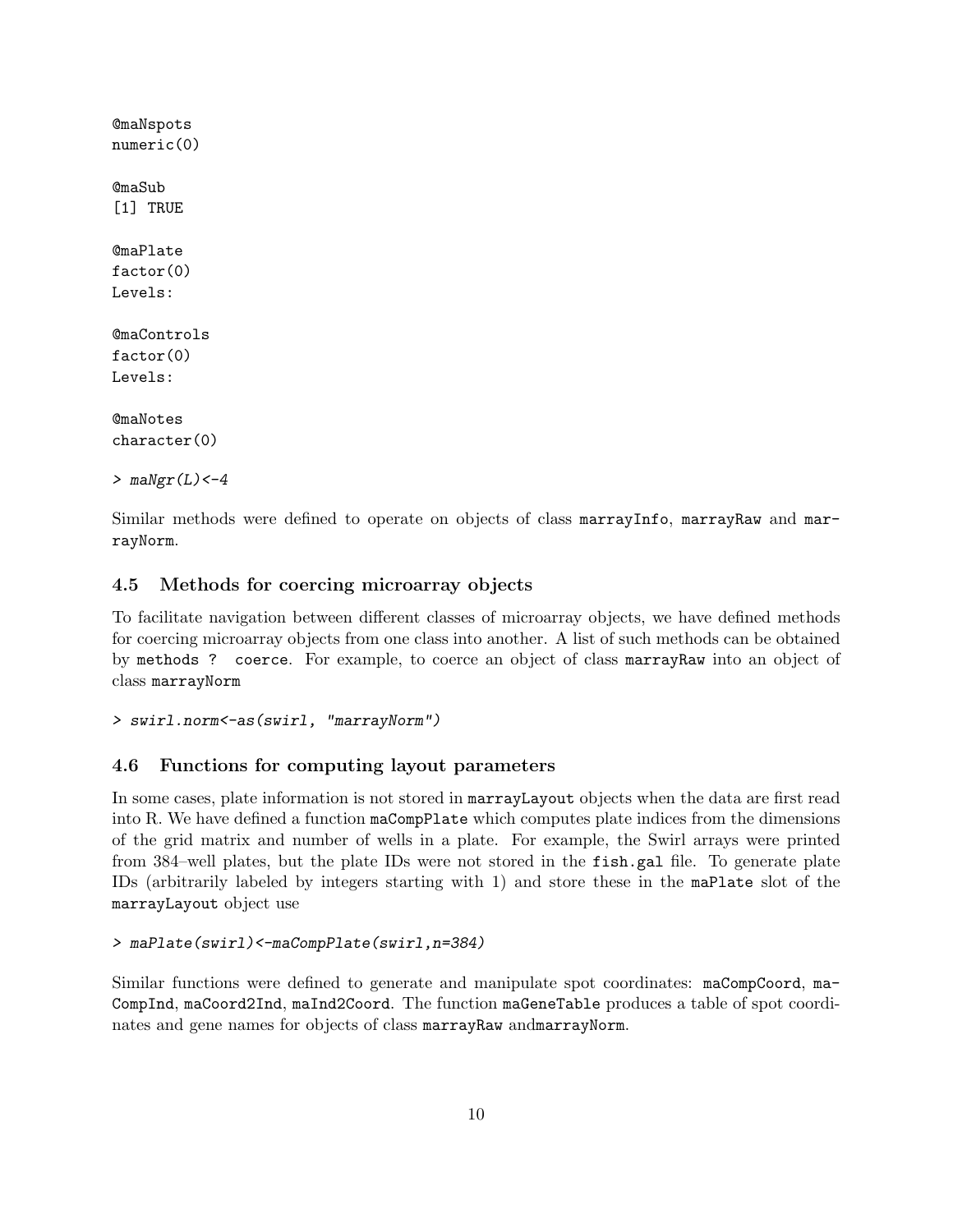```
@maNspots
numeric(0)

@maSub
[1] TRUE

@maPlate
factor(0)
Levels:

@maControls
factor(0)
Levels:

@maNotes
character(0)
```

```
> maNgr(L)<-4
```

Similar methods were defined to operate on objects of class `marrayInfo`, `marrayRaw` and `marrayNorm`.

### 4.5 Methods for coercing microarray objects

To facilitate navigation between different classes of microarray objects, we have defined methods for coercing microarray objects from one class into another. A list of such methods can be obtained by `methods ? coerce`. For example, to coerce an object of class `marrayRaw` into an object of class `marrayNorm`

```
> swirl.norm<-as(swirl, "marrayNorm")
```

### 4.6 Functions for computing layout parameters

In some cases, plate information is not stored in `marrayLayout` objects when the data are first read into R. We have defined a function `maCompPlate` which computes plate indices from the dimensions of the grid matrix and number of wells in a plate. For example, the Swirl arrays were printed from 384–well plates, but the plate IDs were not stored in the `fish.gal` file. To generate plate IDs (arbitrarily labeled by integers starting with 1) and store these in the `maPlate` slot of the `marrayLayout` object use

```
> maPlate(swirl)<-maCompPlate(swirl,n=384)
```

Similar functions were defined to generate and manipulate spot coordinates: `maCompCoord`, `maCompInd`, `maCoord2Ind`, `maInd2Coord`. The function `maGeneTable` produces a table of spot coordinates and gene names for objects of class `marrayRaw` and`marrayNorm`.